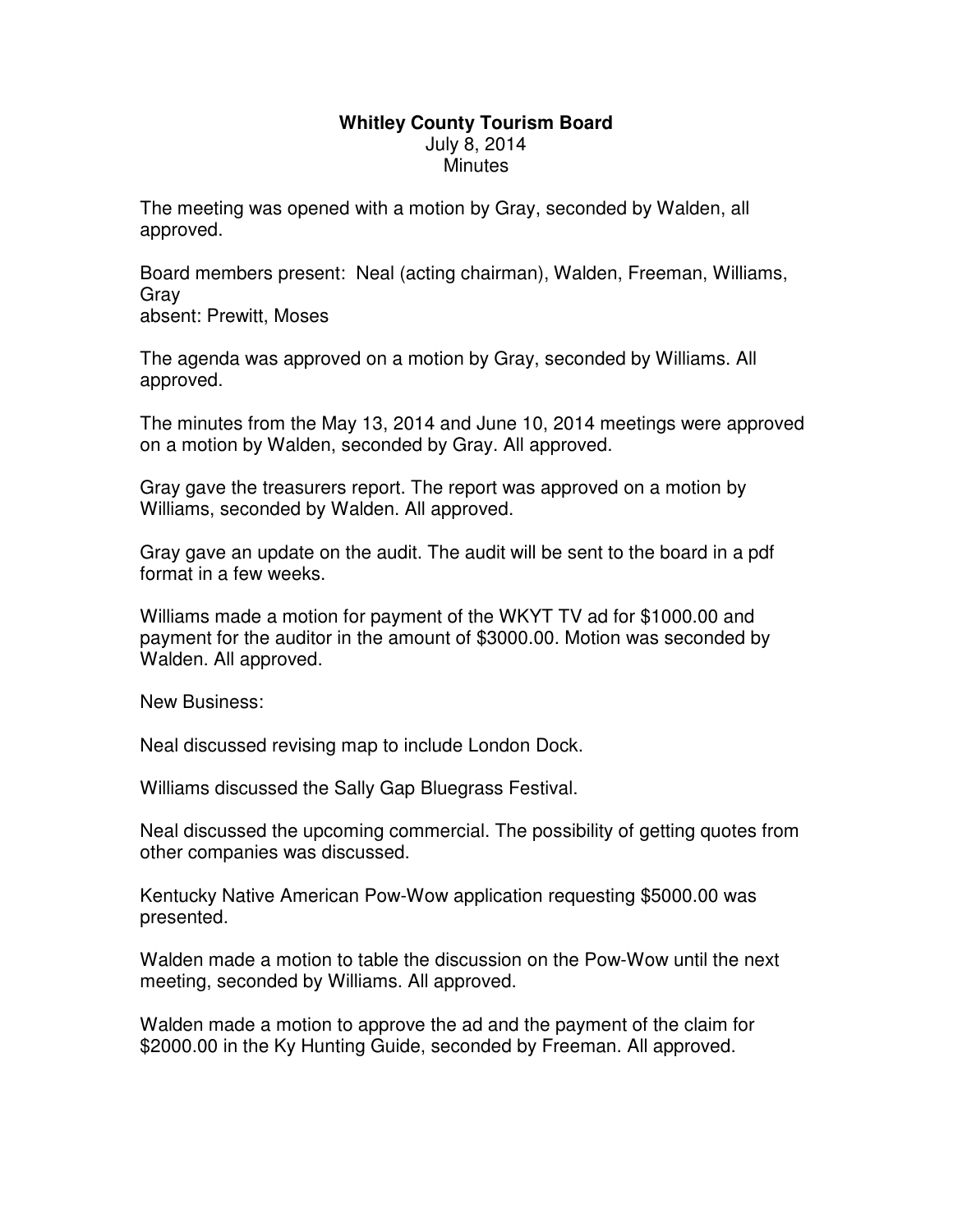**Whitley County Tourism Board**
July 8, 2014
Minutes

The meeting was opened with a motion by Gray, seconded by Walden, all approved.

Board members present: Neal (acting chairman), Walden, Freeman, Williams, Gray
absent: Prewitt, Moses

The agenda was approved on a motion by Gray, seconded by Williams. All approved.

The minutes from the May 13, 2014 and June 10, 2014 meetings were approved on a motion by Walden, seconded by Gray. All approved.

Gray gave the treasurers report. The report was approved on a motion by Williams, seconded by Walden. All approved.

Gray gave an update on the audit. The audit will be sent to the board in a pdf format in a few weeks.

Williams made a motion for payment of the WKYT TV ad for $1000.00 and payment for the auditor in the amount of $3000.00. Motion was seconded by Walden. All approved.

New Business:

Neal discussed revising map to include London Dock.

Williams discussed the Sally Gap Bluegrass Festival.

Neal discussed the upcoming commercial. The possibility of getting quotes from other companies was discussed.

Kentucky Native American Pow-Wow application requesting $5000.00 was presented.

Walden made a motion to table the discussion on the Pow-Wow until the next meeting, seconded by Williams. All approved.

Walden made a motion to approve the ad and the payment of the claim for $2000.00 in the Ky Hunting Guide, seconded by Freeman. All approved.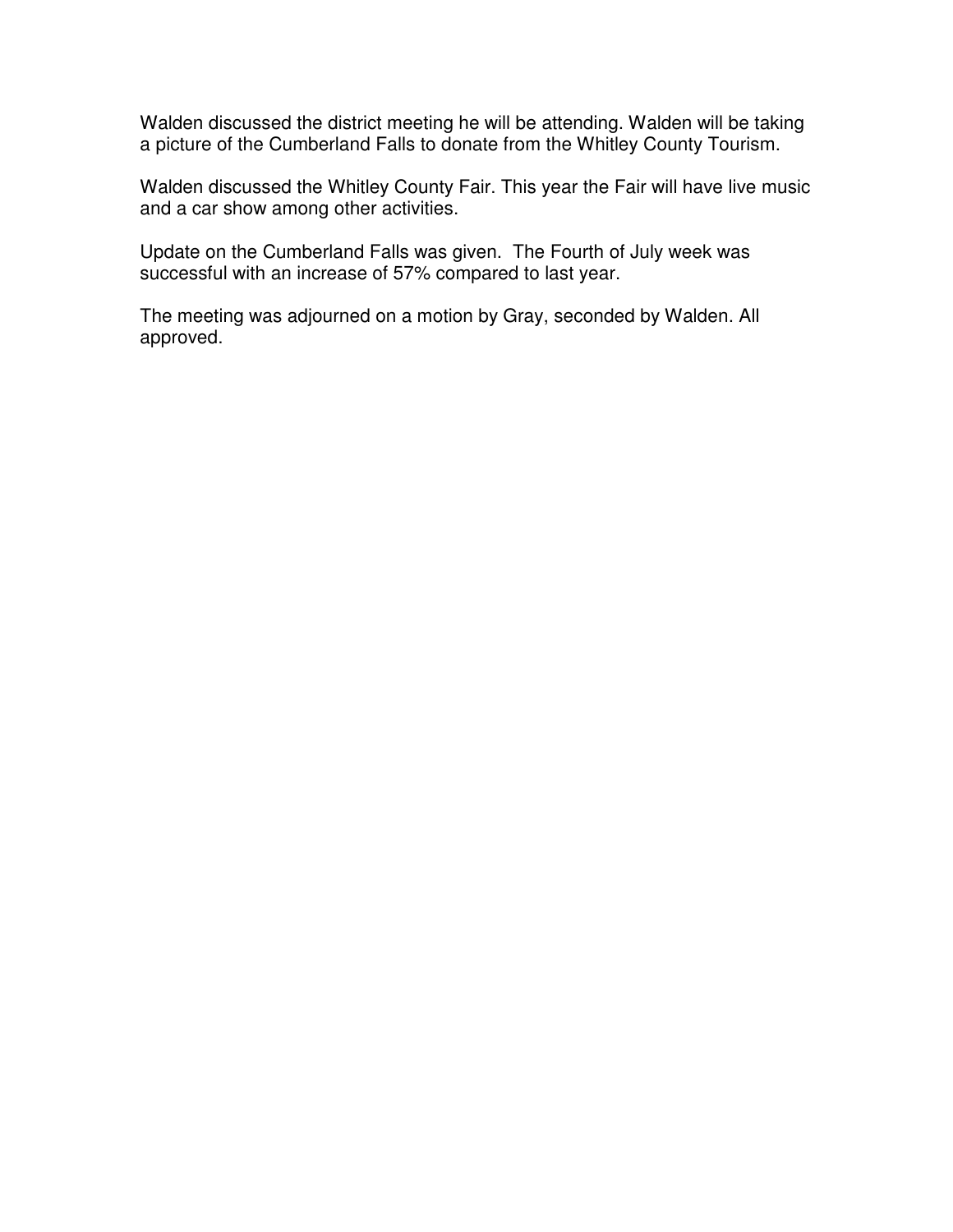Walden discussed the district meeting he will be attending. Walden will be taking a picture of the Cumberland Falls to donate from the Whitley County Tourism.

Walden discussed the Whitley County Fair. This year the Fair will have live music and a car show among other activities.

Update on the Cumberland Falls was given. The Fourth of July week was successful with an increase of 57% compared to last year.

The meeting was adjourned on a motion by Gray, seconded by Walden. All approved.